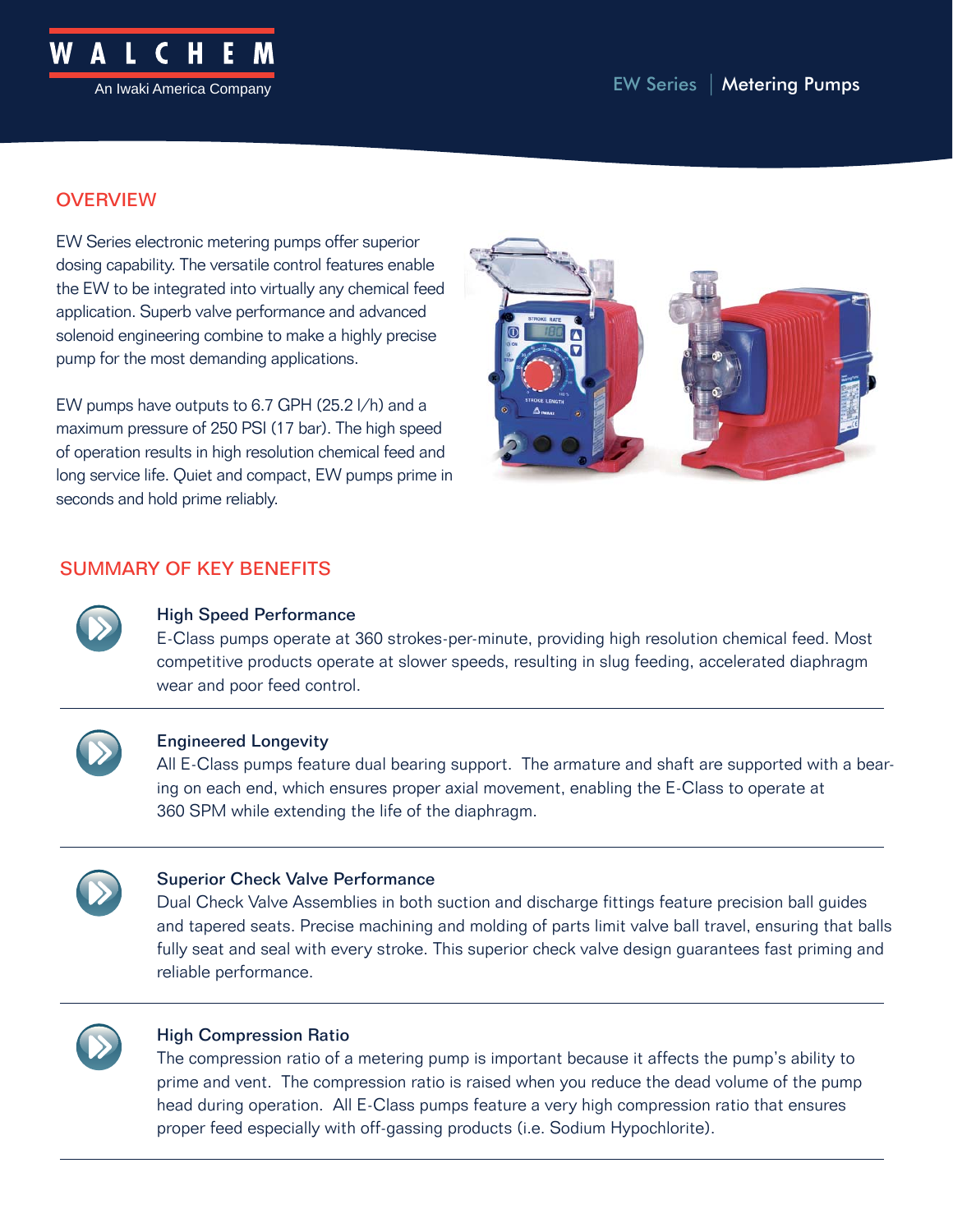WALCHEM
An Iwaki America Company

EW Series | Metering Pumps

## OVERVIEW

EW Series electronic metering pumps offer superior dosing capability. The versatile control features enable the EW to be integrated into virtually any chemical feed application. Superb valve performance and advanced solenoid engineering combine to make a highly precise pump for the most demanding applications.

EW pumps have outputs to 6.7 GPH (25.2 l/h) and a maximum pressure of 250 PSI (17 bar). The high speed of operation results in high resolution chemical feed and long service life. Quiet and compact, EW pumps prime in seconds and hold prime reliably.

## SUMMARY OF KEY BENEFITS

### High Speed Performance

E-Class pumps operate at 360 strokes-per-minute, providing high resolution chemical feed. Most competitive products operate at slower speeds, resulting in slug feeding, accelerated diaphragm wear and poor feed control.

### Engineered Longevity

All E-Class pumps feature dual bearing support. The armature and shaft are supported with a bearing on each end, which ensures proper axial movement, enabling the E-Class to operate at 360 SPM while extending the life of the diaphragm.

### Superior Check Valve Performance

Dual Check Valve Assemblies in both suction and discharge fittings feature precision ball guides and tapered seats. Precise machining and molding of parts limit valve ball travel, ensuring that balls fully seat and seal with every stroke. This superior check valve design guarantees fast priming and reliable performance.

### High Compression Ratio

The compression ratio of a metering pump is important because it affects the pump's ability to prime and vent. The compression ratio is raised when you reduce the dead volume of the pump head during operation. All E-Class pumps feature a very high compression ratio that ensures proper feed especially with off-gassing products (i.e. Sodium Hypochlorite).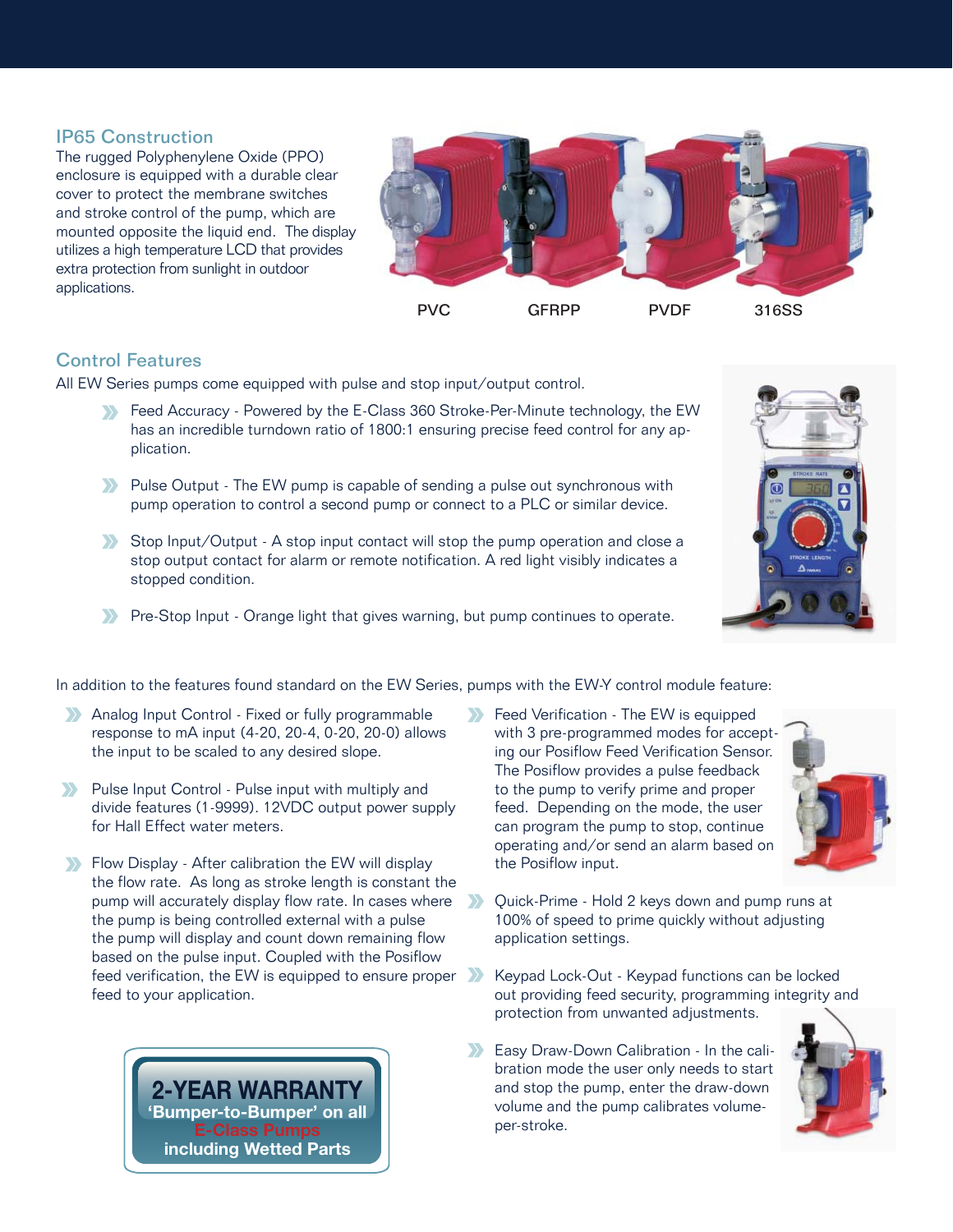## IP65 Construction

The rugged Polyphenylene Oxide (PPO) enclosure is equipped with a durable clear cover to protect the membrane switches and stroke control of the pump, which are mounted opposite the liquid end. The display utilizes a high temperature LCD that provides extra protection from sunlight in outdoor applications.

PVC GFRPP PVDF 316SS

## Control Features

All EW Series pumps come equipped with pulse and stop input/output control.

- Feed Accuracy - Powered by the E-Class 360 Stroke-Per-Minute technology, the EW has an incredible turndown ratio of 1800:1 ensuring precise feed control for any application.
- Pulse Output - The EW pump is capable of sending a pulse out synchronous with pump operation to control a second pump or connect to a PLC or similar device.
- Stop Input/Output - A stop input contact will stop the pump operation and close a stop output contact for alarm or remote notification. A red light visibly indicates a stopped condition.
- Pre-Stop Input - Orange light that gives warning, but pump continues to operate.

In addition to the features found standard on the EW Series, pumps with the EW-Y control module feature:

- Analog Input Control - Fixed or fully programmable response to mA input (4-20, 20-4, 0-20, 20-0) allows the input to be scaled to any desired slope.
- Pulse Input Control - Pulse input with multiply and divide features (1-9999). 12VDC output power supply for Hall Effect water meters.
- Flow Display - After calibration the EW will display the flow rate. As long as stroke length is constant the pump will accurately display flow rate. In cases where the pump is being controlled external with a pulse the pump will display and count down remaining flow based on the pulse input. Coupled with the Posiflow feed verification, the EW is equipped to ensure proper feed to your application.
- Feed Verification - The EW is equipped with 3 pre-programmed modes for accepting our Posiflow Feed Verification Sensor. The Posiflow provides a pulse feedback to the pump to verify prime and proper feed. Depending on the mode, the user can program the pump to stop, continue operating and/or send an alarm based on the Posiflow input.
- Quick-Prime - Hold 2 keys down and pump runs at 100% of speed to prime quickly without adjusting application settings.
- Keypad Lock-Out - Keypad functions can be locked out providing feed security, programming integrity and protection from unwanted adjustments.
- Easy Draw-Down Calibration - In the calibration mode the user only needs to start and stop the pump, enter the draw-down volume and the pump calibrates volume-per-stroke.

**2-YEAR WARRANTY**
**'Bumper-to-Bumper' on all E-Class Pumps including Wetted Parts**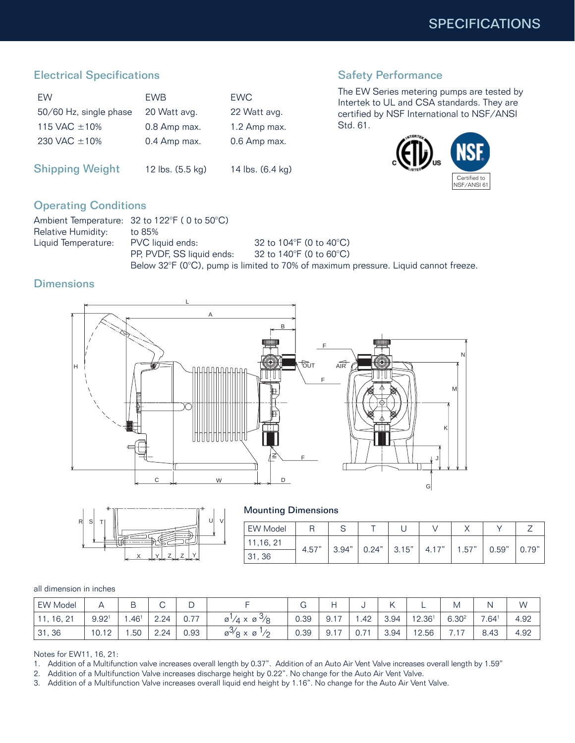# SPECIFICATIONS

## Electrical Specifications

| EW | EWB | EWC |
|---|---|---|
| 50/60 Hz, single phase | 20 Watt avg. | 22 Watt avg. |
| 115 VAC ±10% | 0.8 Amp max. | 1.2 Amp max. |
| 230 VAC ±10% | 0.4 Amp max. | 0.6 Amp max. |
| **Shipping Weight** | 12 lbs. (5.5 kg) | 14 lbs. (6.4 kg) |

## Safety Performance

The EW Series metering pumps are tested by Intertek to UL and CSA standards. They are certified by NSF International to NSF/ANSI Std. 61.

Certified to NSF/ANSI 61

## Operating Conditions

Ambient Temperature: 32 to 122°F ( 0 to 50°C)
Relative Humidity: to 85%
Liquid Temperature:
- PVC liquid ends: 32 to 104°F (0 to 40°C)
- PP, PVDF, SS liquid ends: 32 to 140°F (0 to 60°C)

Below 32°F (0°C), pump is limited to 70% of maximum pressure. Liquid cannot freeze.

## Dimensions

### Mounting Dimensions

| EW Model | R | S | T | U | V | X | Y | Z |
|---|---|---|---|---|---|---|---|---|
| 11,16, 21<br>31, 36 | 4.57" | 3.94" | 0.24" | 3.15" | 4.17" | 1.57" | 0.59" | 0.79" |

all dimension in inches

| EW Model | A | B | C | D | F | G | H | J | K | L | M | N | W |
|---|---|---|---|---|---|---|---|---|---|---|---|---|---|
| 11, 16, 21 | 9.92[1] | 1.46[1] | 2.24 | 0.77 | ø1/4 x ø 3/8 | 0.39 | 9.17 | 1.42 | 3.94 | 12.36[1] | 6.30[2] | 7.64[1] | 4.92 |
| 31, 36 | 10.12 | 1.50 | 2.24 | 0.93 | ø3/8 x ø 1/2 | 0.39 | 9.17 | 0.71 | 3.94 | 12.56 | 7.17 | 8.43 | 4.92 |

Notes for EW11, 16, 21:

1. Addition of a Multifunction valve increases overall length by 0.37". Addition of an Auto Air Vent Valve increases overall length by 1.59"
2. Addition of a Multifunction Valve increases discharge height by 0.22". No change for the Auto Air Vent Valve.
3. Addition of a Multifunction Valve increases overall liquid end height by 1.16". No change for the Auto Air Vent Valve.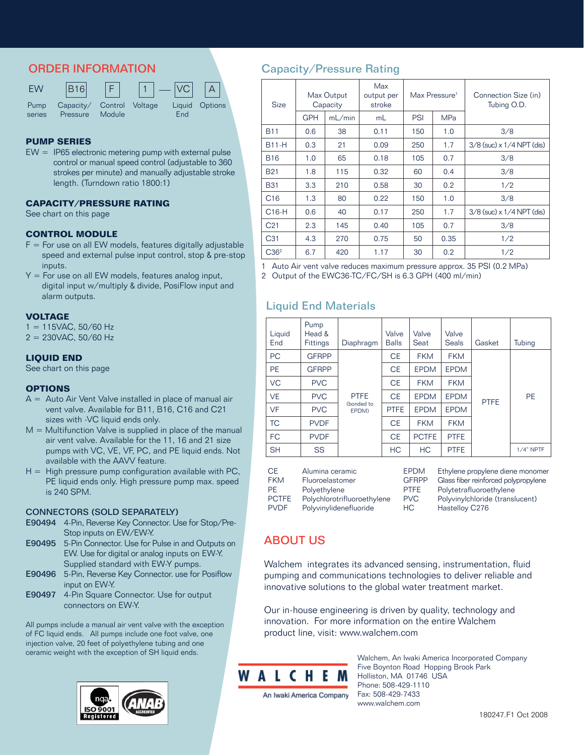## ORDER INFORMATION

| EW | B16 | F | 1 | — | VC | A |
|---|---|---|---|---|---|---|
| Pump series | Capacity/ Pressure | Control Module | Voltage | | Liquid End | Options |

### PUMP SERIES

EW = IP65 electronic metering pump with external pulse control or manual speed control (adjustable to 360 strokes per minute) and manually adjustable stroke length. (Turndown ratio 1800:1)

### CAPACITY/PRESSURE RATING

See chart on this page

### CONTROL MODULE

F = For use on all EW models, features digitally adjustable speed and external pulse input control, stop & pre-stop inputs.

Y = For use on all EW models, features analog input, digital input w/multiply & divide, PosiFlow input and alarm outputs.

### VOLTAGE

1 = 115VAC, 50/60 Hz
2 = 230VAC, 50/60 Hz

### LIQUID END

See chart on this page

### OPTIONS

A = Auto Air Vent Valve installed in place of manual air vent valve. Available for B11, B16, C16 and C21 sizes with -VC liquid ends only.

M = Multifunction Valve is supplied in place of the manual air vent valve. Available for the 11, 16 and 21 size pumps with VC, VE, VF, PC, and PE liquid ends. Not available with the AAVV feature.

H = High pressure pump configuration available with PC, PE liquid ends only. High pressure pump max. speed is 240 SPM.

### CONNECTORS (SOLD SEPARATELY)

**E90494** 4-Pin, Reverse Key Connector. Use for Stop/Pre-Stop inputs on EW/EW-Y.

**E90495** 5-Pin Connector. Use for Pulse in and Outputs on EW. Use for digital or analog inputs on EW-Y. Supplied standard with EW-Y pumps.

**E90496** 5-Pin, Reverse Key Connector. use for Posiflow input on EW-Y.

**E90497** 4-Pin Square Connector. Use for output connectors on EW-Y.

All pumps include a manual air vent valve with the exception of FC liquid ends. All pumps include one foot valve, one injection valve, 20 feet of polyethylene tubing and one ceramic weight with the exception of SH liquid ends.

## Capacity/Pressure Rating

| Size | Max Output Capacity | | Max output per stroke | Max Pressure[1] | | Connection Size (in) Tubing O.D. |
|---|---|---|---|---|---|---|
| | GPH | mL/min | mL | PSI | MPa | |
| B11 | 0.6 | 38 | 0.11 | 150 | 1.0 | 3/8 |
| B11-H | 0.3 | 21 | 0.09 | 250 | 1.7 | 3/8 (suc) x 1/4 NPT (dis) |
| B16 | 1.0 | 65 | 0.18 | 105 | 0.7 | 3/8 |
| B21 | 1.8 | 115 | 0.32 | 60 | 0.4 | 3/8 |
| B31 | 3.3 | 210 | 0.58 | 30 | 0.2 | 1/2 |
| C16 | 1.3 | 80 | 0.22 | 150 | 1.0 | 3/8 |
| C16-H | 0.6 | 40 | 0.17 | 250 | 1.7 | 3/8 (suc) x 1/4 NPT (dis) |
| C21 | 2.3 | 145 | 0.40 | 105 | 0.7 | 3/8 |
| C31 | 4.3 | 270 | 0.75 | 50 | 0.35 | 1/2 |
| C36[2] | 6.7 | 420 | 1.17 | 30 | 0.2 | 1/2 |

1 Auto Air vent valve reduces maximum pressure approx. 35 PSI (0.2 MPa)
2 Output of the EWC36-TC/FC/SH is 6.3 GPH (400 ml/min)

## Liquid End Materials

| Liquid End | Pump Head & Fittings | Diaphragm | Valve Balls | Valve Seat | Valve Seals | Gasket | Tubing |
|---|---|---|---|---|---|---|---|
| PC | GFRPP | PTFE (bonded to EPDM) | CE | FKM | FKM | PTFE | PE |
| PE | GFRPP | | CE | EPDM | EPDM | | |
| VC | PVC | | CE | FKM | FKM | | |
| VE | PVC | | CE | EPDM | EPDM | | |
| VF | PVC | | PTFE | EPDM | EPDM | | |
| TC | PVDF | | CE | FKM | FKM | | |
| FC | PVDF | | CE | PCTFE | PTFE | | |
| SH | SS | | HC | HC | PTFE | | 1/4" NPTF |

| | | | |
|---|---|---|---|
| CE | Alumina ceramic | EPDM | Ethylene propylene diene monomer |
| FKM | Fluoroelastomer | GFRPP | Glass fiber reinforced polypropylene |
| PE | Polyethylene | PTFE | Polytetrafluoroethylene |
| PCTFE | Polychlorotrifluoroethylene | PVC | Polyvinylchloride (translucent) |
| PVDF | Polyvinylidenefluoride | HC | Hastelloy C276 |

## ABOUT US

Walchem integrates its advanced sensing, instrumentation, fluid pumping and communications technologies to deliver reliable and innovative solutions to the global water treatment market.

Our in-house engineering is driven by quality, technology and innovation. For more information on the entire Walchem product line, visit: www.walchem.com

WALCHEM
An Iwaki America Company

Walchem, An Iwaki America Incorporated Company
Five Boynton Road Hopping Brook Park
Holliston, MA 01746 USA
Phone: 508-429-1110
Fax: 508-429-7433
www.walchem.com

180247.F1 Oct 2008